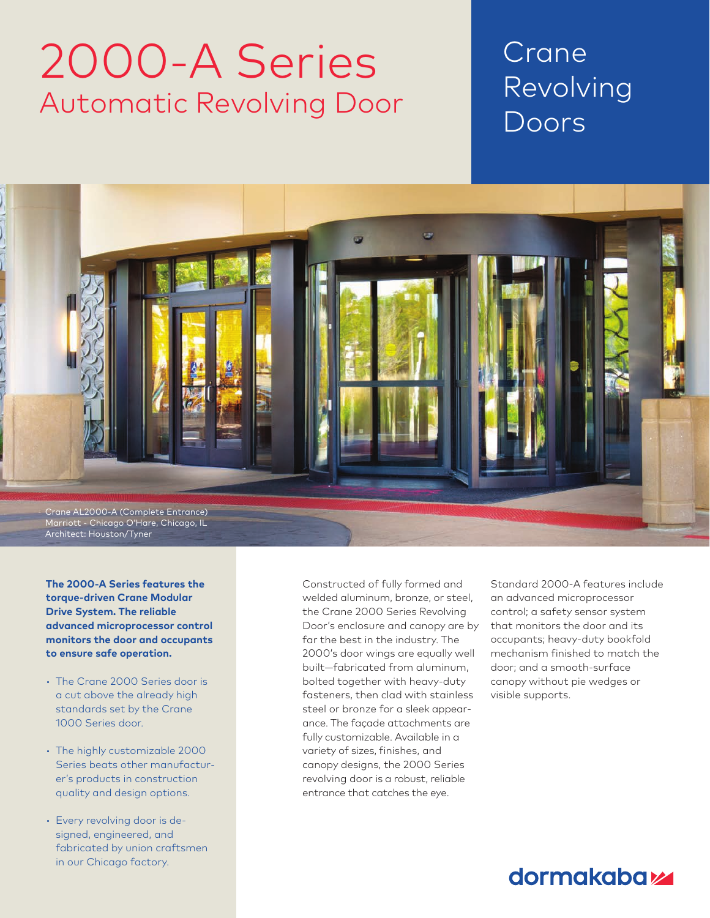# 2000-A Series

## Automatic Revolving Door

## Crane Revolving Doors

Crane AL2000-A (Complete Entrance)
Marriott - Chicago O'Hare, Chicago, IL
Architect: Houston/Tyner

**The 2000-A Series features the torque-driven Crane Modular Drive System. The reliable advanced microprocessor control monitors the door and occupants to ensure safe operation.**

- The Crane 2000 Series door is a cut above the already high standards set by the Crane 1000 Series door.
- The highly customizable 2000 Series beats other manufacturer's products in construction quality and design options.
- Every revolving door is designed, engineered, and fabricated by union craftsmen in our Chicago factory.

Constructed of fully formed and welded aluminum, bronze, or steel, the Crane 2000 Series Revolving Door's enclosure and canopy are by far the best in the industry. The 2000's door wings are equally well built—fabricated from aluminum, bolted together with heavy-duty fasteners, then clad with stainless steel or bronze for a sleek appearance. The façade attachments are fully customizable. Available in a variety of sizes, finishes, and canopy designs, the 2000 Series revolving door is a robust, reliable entrance that catches the eye.

Standard 2000-A features include an advanced microprocessor control; a safety sensor system that monitors the door and its occupants; heavy-duty bookfold mechanism finished to match the door; and a smooth-surface canopy without pie wedges or visible supports.

dormakaba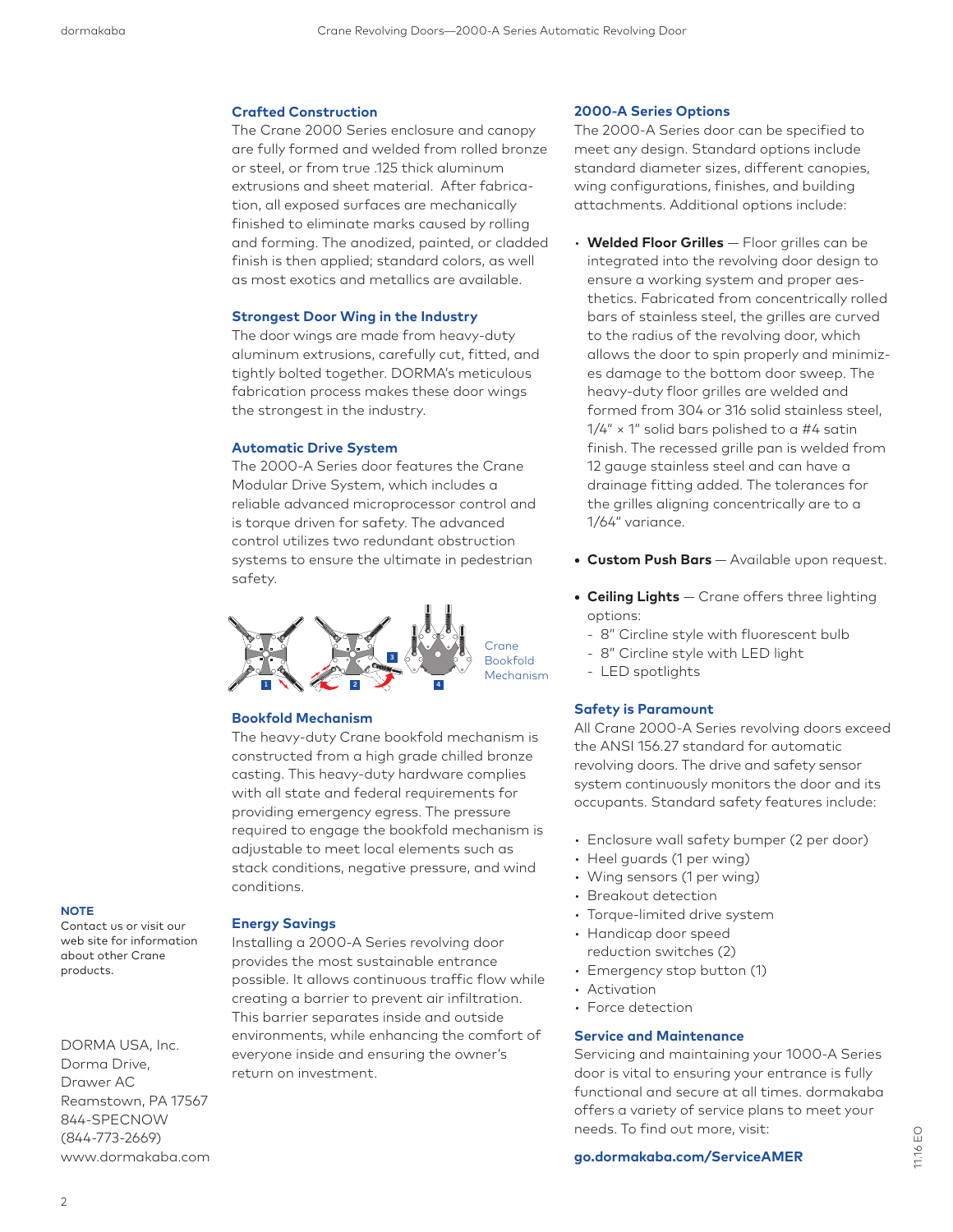## Crafted Construction

The Crane 2000 Series enclosure and canopy are fully formed and welded from rolled bronze or steel, or from true .125 thick aluminum extrusions and sheet material. After fabrication, all exposed surfaces are mechanically finished to eliminate marks caused by rolling and forming. The anodized, painted, or cladded finish is then applied; standard colors, as well as most exotics and metallics are available.

## Strongest Door Wing in the Industry

The door wings are made from heavy-duty aluminum extrusions, carefully cut, fitted, and tightly bolted together. DORMA's meticulous fabrication process makes these door wings the strongest in the industry.

## Automatic Drive System

The 2000-A Series door features the Crane Modular Drive System, which includes a reliable advanced microprocessor control and is torque driven for safety. The advanced control utilizes two redundant obstruction systems to ensure the ultimate in pedestrian safety.

1
2
3
4

Crane Bookfold Mechanism

## Bookfold Mechanism

The heavy-duty Crane bookfold mechanism is constructed from a high grade chilled bronze casting. This heavy-duty hardware complies with all state and federal requirements for providing emergency egress. The pressure required to engage the bookfold mechanism is adjustable to meet local elements such as stack conditions, negative pressure, and wind conditions.

## Energy Savings

Installing a 2000-A Series revolving door provides the most sustainable entrance possible. It allows continuous traffic flow while creating a barrier to prevent air infiltration. This barrier separates inside and outside environments, while enhancing the comfort of everyone inside and ensuring the owner's return on investment.

## 2000-A Series Options

The 2000-A Series door can be specified to meet any design. Standard options include standard diameter sizes, different canopies, wing configurations, finishes, and building attachments. Additional options include:

- **Welded Floor Grilles** — Floor grilles can be integrated into the revolving door design to ensure a working system and proper aesthetics. Fabricated from concentrically rolled bars of stainless steel, the grilles are curved to the radius of the revolving door, which allows the door to spin properly and minimizes damage to the bottom door sweep. The heavy-duty floor grilles are welded and formed from 304 or 316 solid stainless steel, 1/4" × 1" solid bars polished to a #4 satin finish. The recessed grille pan is welded from 12 gauge stainless steel and can have a drainage fitting added. The tolerances for the grilles aligning concentrically are to a 1/64" variance.
- **Custom Push Bars** — Available upon request.
- **Ceiling Lights** — Crane offers three lighting options:
  - 8" Circline style with fluorescent bulb
  - 8" Circline style with LED light
  - LED spotlights

## Safety is Paramount

All Crane 2000-A Series revolving doors exceed the ANSI 156.27 standard for automatic revolving doors. The drive and safety sensor system continuously monitors the door and its occupants. Standard safety features include:

- Enclosure wall safety bumper (2 per door)
- Heel guards (1 per wing)
- Wing sensors (1 per wing)
- Breakout detection
- Torque-limited drive system
- Handicap door speed reduction switches (2)
- Emergency stop button (1)
- Activation
- Force detection

## Service and Maintenance

Servicing and maintaining your 1000-A Series door is vital to ensuring your entrance is fully functional and secure at all times. dormakaba offers a variety of service plans to meet your needs. To find out more, visit:

**go.dormakaba.com/ServiceAMER**

**NOTE**
Contact us or visit our web site for information about other Crane products.

DORMA USA, Inc.
Dorma Drive,
Drawer AC
Reamstown, PA 17567
844-SPECNOW
(844-773-2669)
www.dormakaba.com

11.16 EO